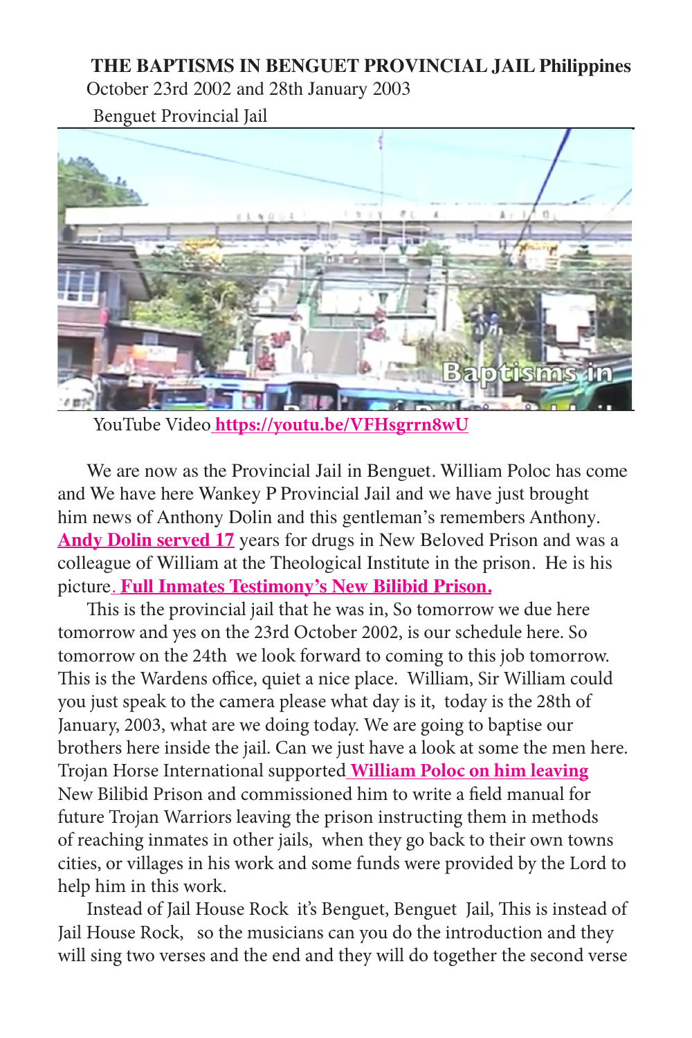**THE BAPTISMS IN BENGUET PROVINCIAL JAIL Philippines**

October 23rd 2002 and 28th January 2003

Benguet Provincial Jail

YouTube Video **https://youtu.be/VFHsgrrn8wU**

We are now as the Provincial Jail in Benguet. William Poloc has come and We have here Wankey P Provincial Jail and we have just brought him news of Anthony Dolin and this gentleman's remembers Anthony. **Andy Dolin served 17** years for drugs in New Beloved Prison and was a colleague of William at the Theological Institute in the prison. He is his picture**. Full Inmates Testimony's New Bilibid Prison.**

This is the provincial jail that he was in, So tomorrow we due here tomorrow and yes on the 23rd October 2002, is our schedule here. So tomorrow on the 24th we look forward to coming to this job tomorrow. This is the Wardens office, quiet a nice place. William, Sir William could you just speak to the camera please what day is it, today is the 28th of January, 2003, what are we doing today. We are going to baptise our brothers here inside the jail. Can we just have a look at some the men here. Trojan Horse International supported **William Poloc on him leaving** New Bilibid Prison and commissioned him to write a field manual for future Trojan Warriors leaving the prison instructing them in methods of reaching inmates in other jails, when they go back to their own towns cities, or villages in his work and some funds were provided by the Lord to help him in this work.

Instead of Jail House Rock it's Benguet, Benguet Jail, This is instead of Jail House Rock, so the musicians can you do the introduction and they will sing two verses and the end and they will do together the second verse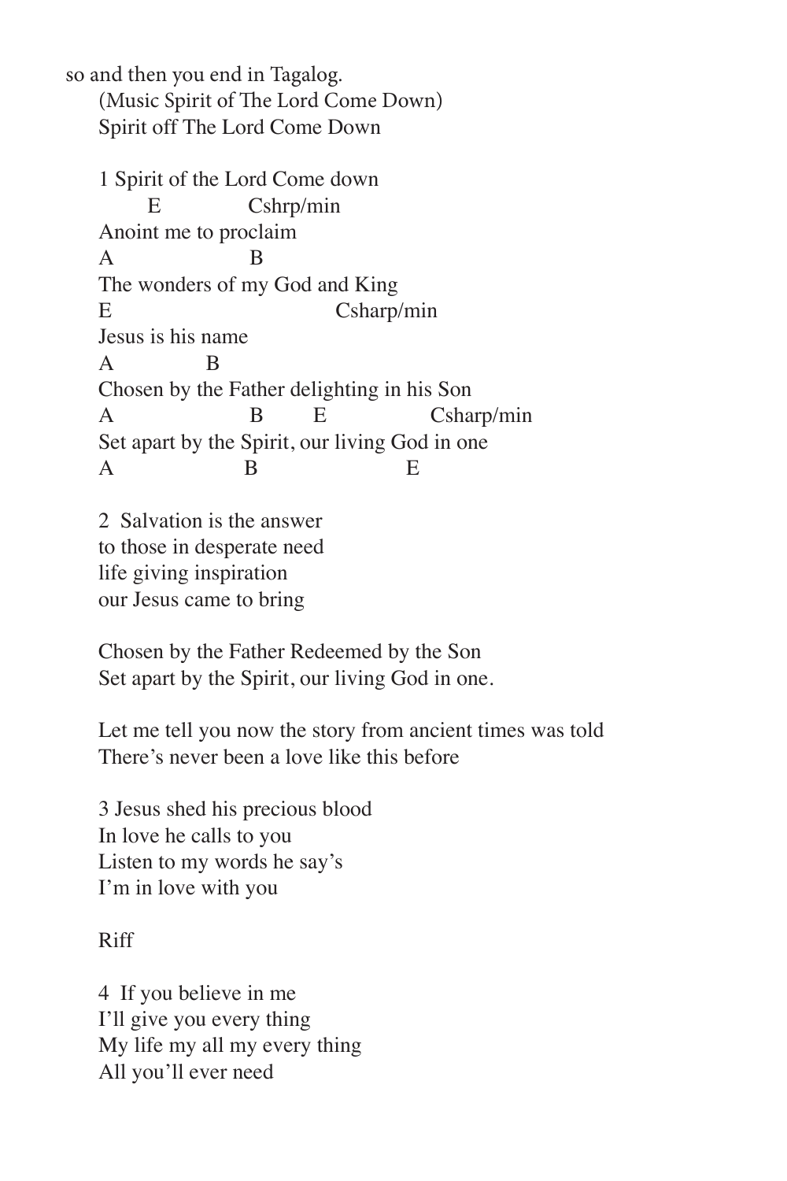so and then you end in Tagalog.

(Music Spirit of The Lord Come Down)

Spirit off The Lord Come Down

```
1 Spirit of the Lord Come down
        E              Cshrp/min
Anoint me to proclaim
A                  B
The wonders of my God and King
E                              Csharp/min
Jesus is his name
A             B
Chosen by the Father delighting in his Son
A                   B      E               Csharp/min
Set apart by the Spirit, our living God in one
A                  B                    E
```

2 Salvation is the answer
to those in desperate need
life giving inspiration
our Jesus came to bring

Chosen by the Father Redeemed by the Son
Set apart by the Spirit, our living God in one.

Let me tell you now the story from ancient times was told
There's never been a love like this before

3 Jesus shed his precious blood
In love he calls to you
Listen to my words he say's
I'm in love with you

Riff

4 If you believe in me
I'll give you every thing
My life my all my every thing
All you'll ever need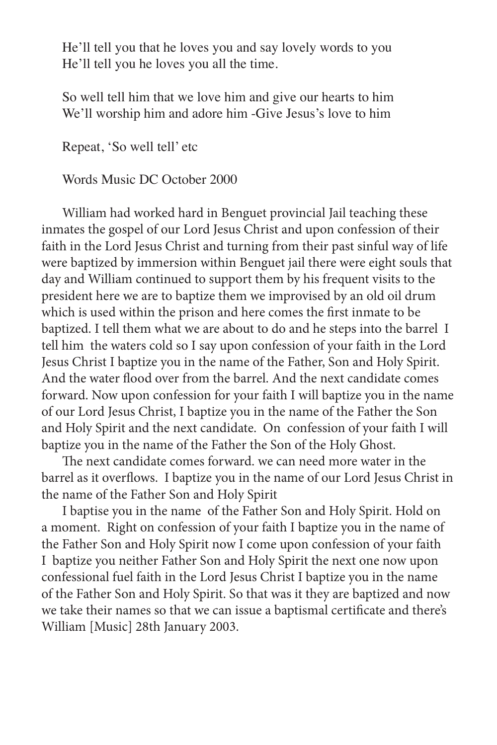He'll tell you that he loves you and say lovely words to you
He'll tell you he loves you all the time.

So well tell him that we love him and give our hearts to him
We'll worship him and adore him -Give Jesus's love to him

Repeat, 'So well tell' etc

Words Music DC October 2000

William had worked hard in Benguet provincial Jail teaching these inmates the gospel of our Lord Jesus Christ and upon confession of their faith in the Lord Jesus Christ and turning from their past sinful way of life were baptized by immersion within Benguet jail there were eight souls that day and William continued to support them by his frequent visits to the president here we are to baptize them we improvised by an old oil drum which is used within the prison and here comes the first inmate to be baptized. I tell them what we are about to do and he steps into the barrel I tell him the waters cold so I say upon confession of your faith in the Lord Jesus Christ I baptize you in the name of the Father, Son and Holy Spirit. And the water flood over from the barrel. And the next candidate comes forward. Now upon confession for your faith I will baptize you in the name of our Lord Jesus Christ, I baptize you in the name of the Father the Son and Holy Spirit and the next candidate. On confession of your faith I will baptize you in the name of the Father the Son of the Holy Ghost.

The next candidate comes forward. we can need more water in the barrel as it overflows. I baptize you in the name of our Lord Jesus Christ in the name of the Father Son and Holy Spirit

I baptise you in the name of the Father Son and Holy Spirit. Hold on a moment. Right on confession of your faith I baptize you in the name of the Father Son and Holy Spirit now I come upon confession of your faith I baptize you neither Father Son and Holy Spirit the next one now upon confessional fuel faith in the Lord Jesus Christ I baptize you in the name of the Father Son and Holy Spirit. So that was it they are baptized and now we take their names so that we can issue a baptismal certificate and there's William [Music] 28th January 2003.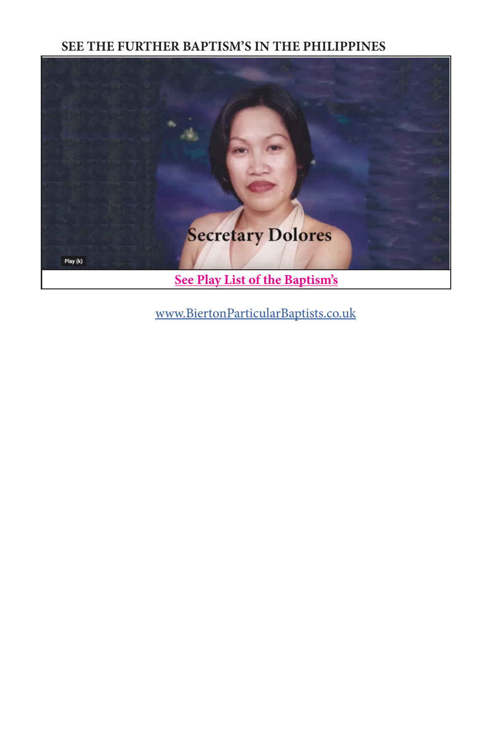**SEE THE FURTHER BAPTISM'S IN THE PHILIPPINES**

**See Play List of the Baptism's**

www.BiertonParticularBaptists.co.uk